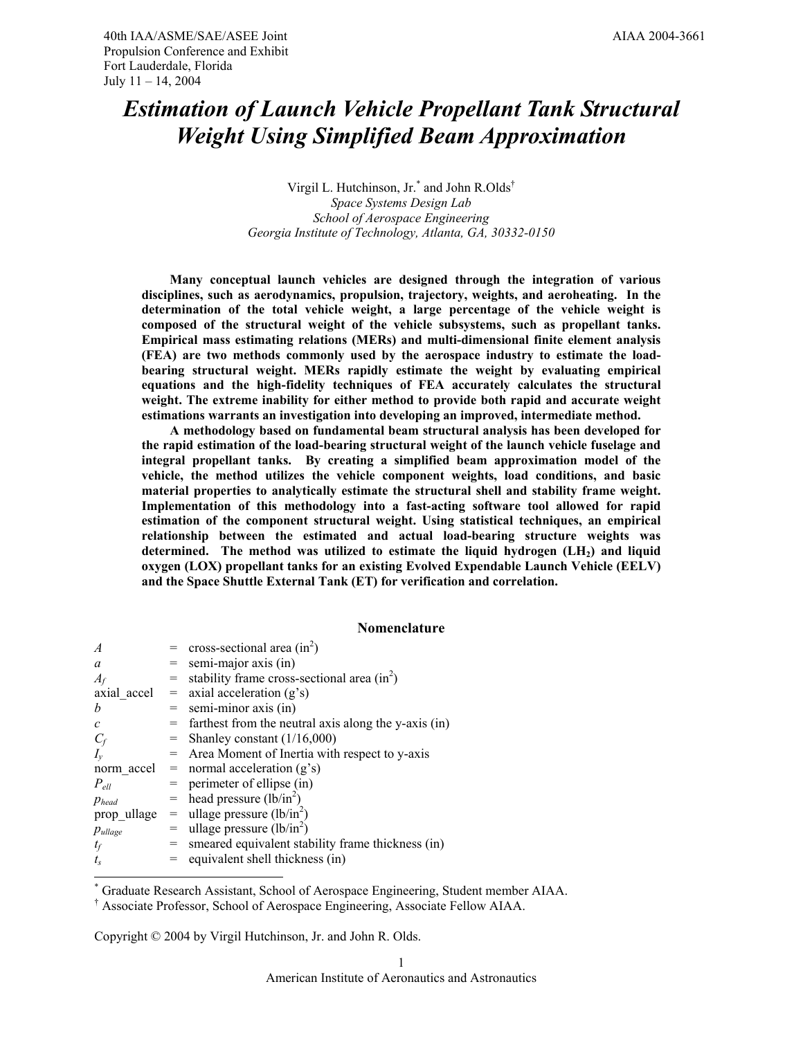40th IAA/ASME/SAE/ASEE Joint Propulsion Conference and Exhibit
Fort Lauderdale, Florida
July 11 – 14, 2004

AIAA 2004-3661

# *Estimation of Launch Vehicle Propellant Tank Structural Weight Using Simplified Beam Approximation*

Virgil L. Hutchinson, Jr.[*] and John R.Olds[†]
*Space Systems Design Lab*
*School of Aerospace Engineering*
*Georgia Institute of Technology, Atlanta, GA, 30332-0150*

**Many conceptual launch vehicles are designed through the integration of various disciplines, such as aerodynamics, propulsion, trajectory, weights, and aeroheating. In the determination of the total vehicle weight, a large percentage of the vehicle weight is composed of the structural weight of the vehicle subsystems, such as propellant tanks. Empirical mass estimating relations (MERs) and multi-dimensional finite element analysis (FEA) are two methods commonly used by the aerospace industry to estimate the load-bearing structural weight. MERs rapidly estimate the weight by evaluating empirical equations and the high-fidelity techniques of FEA accurately calculates the structural weight. The extreme inability for either method to provide both rapid and accurate weight estimations warrants an investigation into developing an improved, intermediate method.**

**A methodology based on fundamental beam structural analysis has been developed for the rapid estimation of the load-bearing structural weight of the launch vehicle fuselage and integral propellant tanks. By creating a simplified beam approximation model of the vehicle, the method utilizes the vehicle component weights, load conditions, and basic material properties to analytically estimate the structural shell and stability frame weight. Implementation of this methodology into a fast-acting software tool allowed for rapid estimation of the component structural weight. Using statistical techniques, an empirical relationship between the estimated and actual load-bearing structure weights was determined. The method was utilized to estimate the liquid hydrogen ($LH_2$) and liquid oxygen (LOX) propellant tanks for an existing Evolved Expendable Launch Vehicle (EELV) and the Space Shuttle External Tank (ET) for verification and correlation.**

## Nomenclature

| | | |
|---|---|---|
| $A$ | = | cross-sectional area ($in^2$) |
| $a$ | = | semi-major axis (in) |
| $A_f$ | = | stability frame cross-sectional area ($in^2$) |
| axial_accel | = | axial acceleration (g's) |
| $b$ | = | semi-minor axis (in) |
| $c$ | = | farthest from the neutral axis along the y-axis (in) |
| $C_f$ | = | Shanley constant (1/16,000) |
| $I_y$ | = | Area Moment of Inertia with respect to y-axis |
| norm_accel | = | normal acceleration (g's) |
| $P_{ell}$ | = | perimeter of ellipse (in) |
| $p_{head}$ | = | head pressure ($lb/in^2$) |
| prop_ullage | = | ullage pressure ($lb/in^2$) |
| $p_{ullage}$ | = | ullage pressure ($lb/in^2$) |
| $t_f$ | = | smeared equivalent stability frame thickness (in) |
| $t_s$ | = | equivalent shell thickness (in) |

[*] Graduate Research Assistant, School of Aerospace Engineering, Student member AIAA.
[†] Associate Professor, School of Aerospace Engineering, Associate Fellow AIAA.

Copyright © 2004 by Virgil Hutchinson, Jr. and John R. Olds.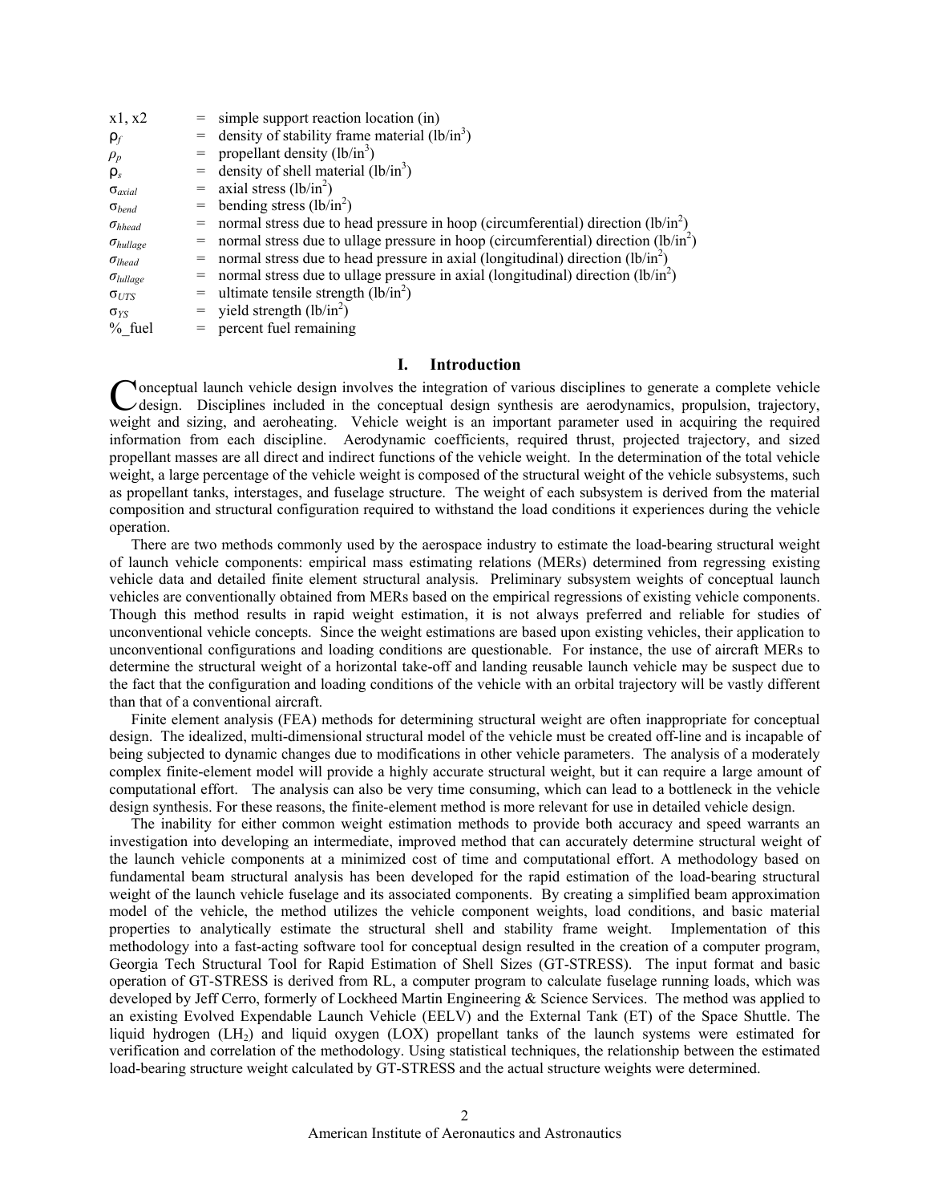| | | |
|---|---|---|
| x1, x2 | = | simple support reaction location (in) |
| $\rho_f$ | = | density of stability frame material (lb/in$^3$) |
| $\rho_p$ | = | propellant density (lb/in$^3$) |
| $\rho_s$ | = | density of shell material (lb/in$^3$) |
| $\sigma_{axial}$ | = | axial stress (lb/in$^2$) |
| $\sigma_{bend}$ | = | bending stress (lb/in$^2$) |
| $\sigma_{hhead}$ | = | normal stress due to head pressure in hoop (circumferential) direction (lb/in$^2$) |
| $\sigma_{hullage}$ | = | normal stress due to ullage pressure in hoop (circumferential) direction (lb/in$^2$) |
| $\sigma_{lhead}$ | = | normal stress due to head pressure in axial (longitudinal) direction (lb/in$^2$) |
| $\sigma_{lullage}$ | = | normal stress due to ullage pressure in axial (longitudinal) direction (lb/in$^2$) |
| $\sigma_{UTS}$ | = | ultimate tensile strength (lb/in$^2$) |
| $\sigma_{YS}$ | = | yield strength (lb/in$^2$) |
| %_fuel | = | percent fuel remaining |

## I. Introduction

Conceptual launch vehicle design involves the integration of various disciplines to generate a complete vehicle design. Disciplines included in the conceptual design synthesis are aerodynamics, propulsion, trajectory, weight and sizing, and aeroheating. Vehicle weight is an important parameter used in acquiring the required information from each discipline. Aerodynamic coefficients, required thrust, projected trajectory, and sized propellant masses are all direct and indirect functions of the vehicle weight. In the determination of the total vehicle weight, a large percentage of the vehicle weight is composed of the structural weight of the vehicle subsystems, such as propellant tanks, interstages, and fuselage structure. The weight of each subsystem is derived from the material composition and structural configuration required to withstand the load conditions it experiences during the vehicle operation.

There are two methods commonly used by the aerospace industry to estimate the load-bearing structural weight of launch vehicle components: empirical mass estimating relations (MERs) determined from regressing existing vehicle data and detailed finite element structural analysis. Preliminary subsystem weights of conceptual launch vehicles are conventionally obtained from MERs based on the empirical regressions of existing vehicle components. Though this method results in rapid weight estimation, it is not always preferred and reliable for studies of unconventional vehicle concepts. Since the weight estimations are based upon existing vehicles, their application to unconventional configurations and loading conditions are questionable. For instance, the use of aircraft MERs to determine the structural weight of a horizontal take-off and landing reusable launch vehicle may be suspect due to the fact that the configuration and loading conditions of the vehicle with an orbital trajectory will be vastly different than that of a conventional aircraft.

Finite element analysis (FEA) methods for determining structural weight are often inappropriate for conceptual design. The idealized, multi-dimensional structural model of the vehicle must be created off-line and is incapable of being subjected to dynamic changes due to modifications in other vehicle parameters. The analysis of a moderately complex finite-element model will provide a highly accurate structural weight, but it can require a large amount of computational effort. The analysis can also be very time consuming, which can lead to a bottleneck in the vehicle design synthesis. For these reasons, the finite-element method is more relevant for use in detailed vehicle design.

The inability for either common weight estimation methods to provide both accuracy and speed warrants an investigation into developing an intermediate, improved method that can accurately determine structural weight of the launch vehicle components at a minimized cost of time and computational effort. A methodology based on fundamental beam structural analysis has been developed for the rapid estimation of the load-bearing structural weight of the launch vehicle fuselage and its associated components. By creating a simplified beam approximation model of the vehicle, the method utilizes the vehicle component weights, load conditions, and basic material properties to analytically estimate the structural shell and stability frame weight. Implementation of this methodology into a fast-acting software tool for conceptual design resulted in the creation of a computer program, Georgia Tech Structural Tool for Rapid Estimation of Shell Sizes (GT-STRESS). The input format and basic operation of GT-STRESS is derived from RL, a computer program to calculate fuselage running loads, which was developed by Jeff Cerro, formerly of Lockheed Martin Engineering & Science Services. The method was applied to an existing Evolved Expendable Launch Vehicle (EELV) and the External Tank (ET) of the Space Shuttle. The liquid hydrogen ($LH_2$) and liquid oxygen (LOX) propellant tanks of the launch systems were estimated for verification and correlation of the methodology. Using statistical techniques, the relationship between the estimated load-bearing structure weight calculated by GT-STRESS and the actual structure weights were determined.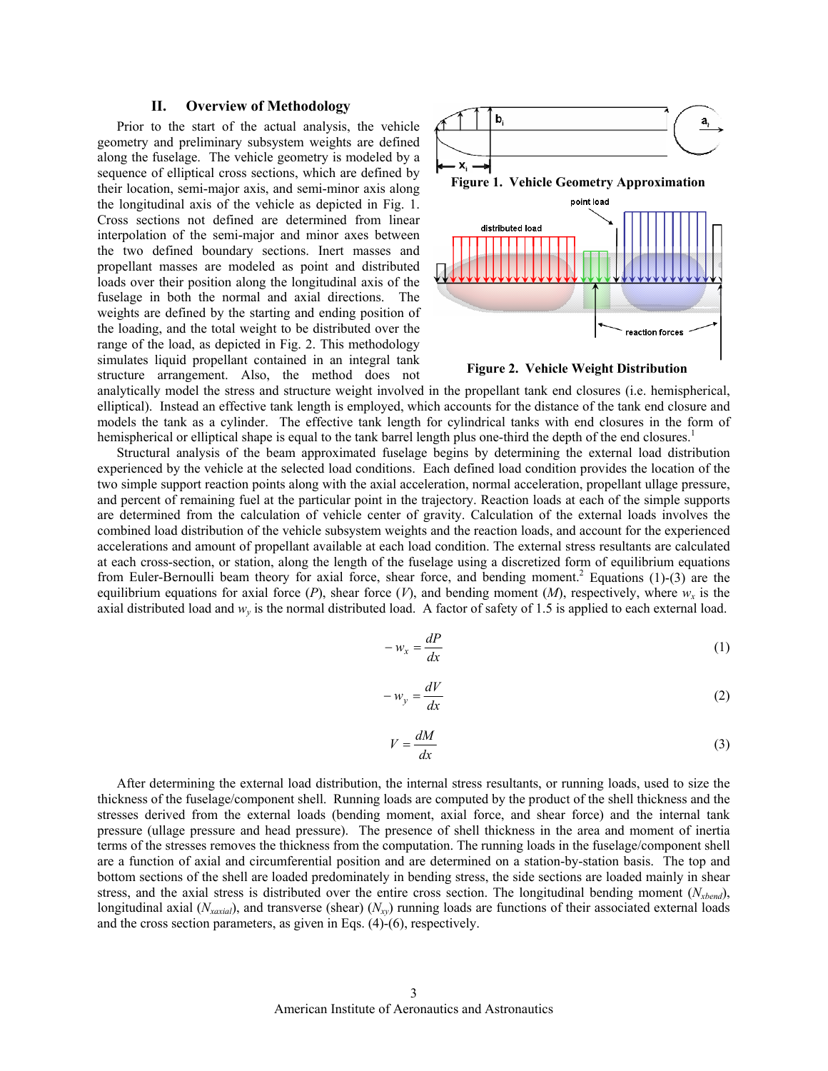## II. Overview of Methodology

Prior to the start of the actual analysis, the vehicle geometry and preliminary subsystem weights are defined along the fuselage. The vehicle geometry is modeled by a sequence of elliptical cross sections, which are defined by their location, semi-major axis, and semi-minor axis along the longitudinal axis of the vehicle as depicted in Fig. 1. Cross sections not defined are determined from linear interpolation of the semi-major and minor axes between the two defined boundary sections. Inert masses and propellant masses are modeled as point and distributed loads over their position along the longitudinal axis of the fuselage in both the normal and axial directions. The weights are defined by the starting and ending position of the loading, and the total weight to be distributed over the range of the load, as depicted in Fig. 2. This methodology simulates liquid propellant contained in an integral tank structure arrangement. Also, the method does not analytically model the stress and structure weight involved in the propellant tank end closures (i.e. hemispherical, elliptical). Instead an effective tank length is employed, which accounts for the distance of the tank end closure and models the tank as a cylinder. The effective tank length for cylindrical tanks with end closures in the form of hemispherical or elliptical shape is equal to the tank barrel length plus one-third the depth of the end closures.[1]

$b_i$

$a_i$

$x_i$

**Figure 1. Vehicle Geometry Approximation**

point load

distributed load

reaction forces

**Figure 2. Vehicle Weight Distribution**

Structural analysis of the beam approximated fuselage begins by determining the external load distribution experienced by the vehicle at the selected load conditions. Each defined load condition provides the location of the two simple support reaction points along with the axial acceleration, normal acceleration, propellant ullage pressure, and percent of remaining fuel at the particular point in the trajectory. Reaction loads at each of the simple supports are determined from the calculation of vehicle center of gravity. Calculation of the external loads involves the combined load distribution of the vehicle subsystem weights and the reaction loads, and account for the experienced accelerations and amount of propellant available at each load condition. The external stress resultants are calculated at each cross-section, or station, along the length of the fuselage using a discretized form of equilibrium equations from Euler-Bernoulli beam theory for axial force, shear force, and bending moment.[2] Equations (1)-(3) are the equilibrium equations for axial force ($P$), shear force ($V$), and bending moment ($M$), respectively, where $w_x$ is the axial distributed load and $w_y$ is the normal distributed load. A factor of safety of 1.5 is applied to each external load.

$$-w_x = \frac{dP}{dx} \tag{1}$$

$$-w_y = \frac{dV}{dx} \tag{2}$$

$$V = \frac{dM}{dx} \tag{3}$$

After determining the external load distribution, the internal stress resultants, or running loads, used to size the thickness of the fuselage/component shell. Running loads are computed by the product of the shell thickness and the stresses derived from the external loads (bending moment, axial force, and shear force) and the internal tank pressure (ullage pressure and head pressure). The presence of shell thickness in the area and moment of inertia terms of the stresses removes the thickness from the computation. The running loads in the fuselage/component shell are a function of axial and circumferential position and are determined on a station-by-station basis. The top and bottom sections of the shell are loaded predominately in bending stress, the side sections are loaded mainly in shear stress, and the axial stress is distributed over the entire cross section. The longitudinal bending moment ($N_{xbend}$), longitudinal axial ($N_{xaxial}$), and transverse (shear) ($N_{xy}$) running loads are functions of their associated external loads and the cross section parameters, as given in Eqs. (4)-(6), respectively.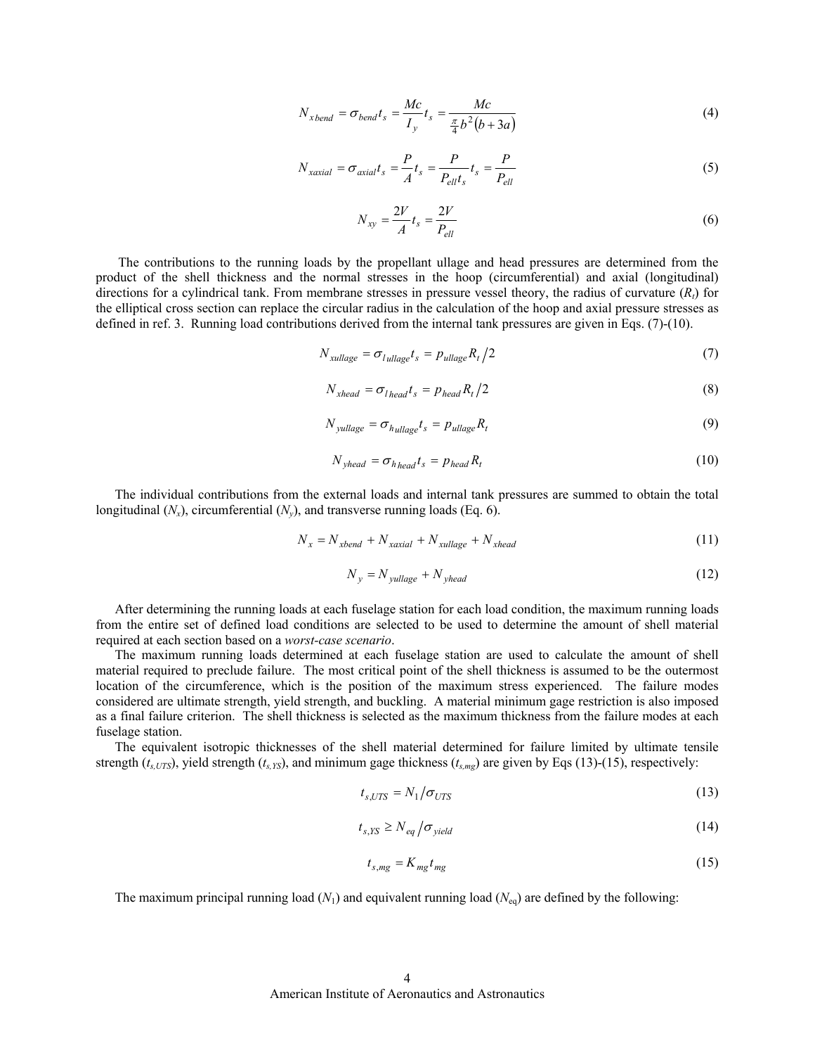$$N_{x\,bend} = \sigma_{bend} t_s = \frac{Mc}{I_y} t_s = \frac{Mc}{\frac{\pi}{4} b^2 (b + 3a)} \tag{4}$$

$$N_{xaxial} = \sigma_{axial} t_s = \frac{P}{A} t_s = \frac{P}{P_{ell} t_s} t_s = \frac{P}{P_{ell}} \tag{5}$$

$$N_{xy} = \frac{2V}{A} t_s = \frac{2V}{P_{ell}} \tag{6}$$

The contributions to the running loads by the propellant ullage and head pressures are determined from the product of the shell thickness and the normal stresses in the hoop (circumferential) and axial (longitudinal) directions for a cylindrical tank. From membrane stresses in pressure vessel theory, the radius of curvature ($R_t$) for the elliptical cross section can replace the circular radius in the calculation of the hoop and axial pressure stresses as defined in ref. 3. Running load contributions derived from the internal tank pressures are given in Eqs. (7)-(10).

$$N_{xullage} = \sigma_{l\,ullage} t_s = p_{ullage} R_t / 2 \tag{7}$$

$$N_{xhead} = \sigma_{l\,head} t_s = p_{head} R_t / 2 \tag{8}$$

$$N_{yullage} = \sigma_{h_{ullage}} t_s = p_{ullage} R_t \tag{9}$$

$$N_{yhead} = \sigma_{h\,head} t_s = p_{head} R_t \tag{10}$$

The individual contributions from the external loads and internal tank pressures are summed to obtain the total longitudinal ($N_x$), circumferential ($N_y$), and transverse running loads (Eq. 6).

$$N_x = N_{xbend} + N_{xaxial} + N_{xullage} + N_{xhead} \tag{11}$$

$$N_y = N_{yullage} + N_{yhead} \tag{12}$$

After determining the running loads at each fuselage station for each load condition, the maximum running loads from the entire set of defined load conditions are selected to be used to determine the amount of shell material required at each section based on a *worst-case scenario*.

The maximum running loads determined at each fuselage station are used to calculate the amount of shell material required to preclude failure. The most critical point of the shell thickness is assumed to be the outermost location of the circumference, which is the position of the maximum stress experienced. The failure modes considered are ultimate strength, yield strength, and buckling. A material minimum gage restriction is also imposed as a final failure criterion. The shell thickness is selected as the maximum thickness from the failure modes at each fuselage station.

The equivalent isotropic thicknesses of the shell material determined for failure limited by ultimate tensile strength ($t_{s,UTS}$), yield strength ($t_{s,YS}$), and minimum gage thickness ($t_{s,mg}$) are given by Eqs (13)-(15), respectively:

$$t_{s,UTS} = N_1 / \sigma_{UTS} \tag{13}$$

$$t_{s,YS} \geq N_{eq} / \sigma_{yield} \tag{14}$$

$$t_{s,mg} = K_{mg} t_{mg} \tag{15}$$

The maximum principal running load ($N_1$) and equivalent running load ($N_{eq}$) are defined by the following: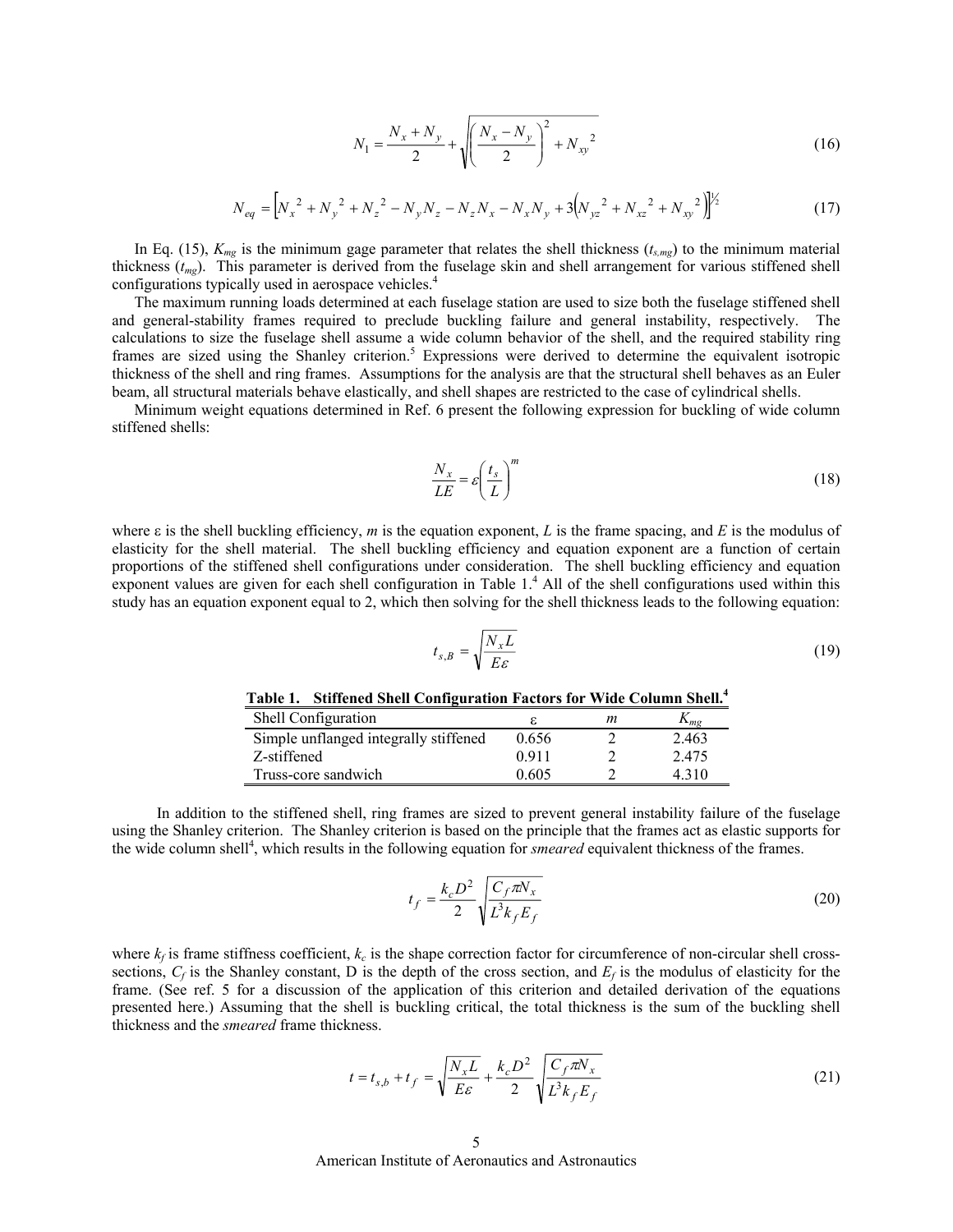$$N_1 = \frac{N_x + N_y}{2} + \sqrt{\left(\frac{N_x - N_y}{2}\right)^2 + N_{xy}^{\;2}} \tag{16}$$

$$N_{eq} = \left[N_x^{\;2} + N_y^{\;2} + N_z^{\;2} - N_y N_z - N_z N_x - N_x N_y + 3\left(N_{yz}^{\;2} + N_{xz}^{\;2} + N_{xy}^{\;2}\right)\right]^{1/2} \tag{17}$$

In Eq. (15), $K_{mg}$ is the minimum gage parameter that relates the shell thickness ($t_{s,mg}$) to the minimum material thickness ($t_{mg}$). This parameter is derived from the fuselage skin and shell arrangement for various stiffened shell configurations typically used in aerospace vehicles.[4]

The maximum running loads determined at each fuselage station are used to size both the fuselage stiffened shell and general-stability frames required to preclude buckling failure and general instability, respectively. The calculations to size the fuselage shell assume a wide column behavior of the shell, and the required stability ring frames are sized using the Shanley criterion.[5] Expressions were derived to determine the equivalent isotropic thickness of the shell and ring frames. Assumptions for the analysis are that the structural shell behaves as an Euler beam, all structural materials behave elastically, and shell shapes are restricted to the case of cylindrical shells.

Minimum weight equations determined in Ref. 6 present the following expression for buckling of wide column stiffened shells:

$$\frac{N_x}{LE} = \varepsilon\left(\frac{t_s}{L}\right)^m \tag{18}$$

where $\varepsilon$ is the shell buckling efficiency, $m$ is the equation exponent, $L$ is the frame spacing, and $E$ is the modulus of elasticity for the shell material. The shell buckling efficiency and equation exponent are a function of certain proportions of the stiffened shell configurations under consideration. The shell buckling efficiency and equation exponent values are given for each shell configuration in Table 1.[4] All of the shell configurations used within this study has an equation exponent equal to 2, which then solving for the shell thickness leads to the following equation:

$$t_{s,B} = \sqrt{\frac{N_x L}{E\varepsilon}} \tag{19}$$

**Table 1. Stiffened Shell Configuration Factors for Wide Column Shell.[4]**

| Shell Configuration | $\varepsilon$ | $m$ | $K_{mg}$ |
|---|---|---|---|
| Simple unflanged integrally stiffened | 0.656 | 2 | 2.463 |
| Z-stiffened | 0.911 | 2 | 2.475 |
| Truss-core sandwich | 0.605 | 2 | 4.310 |

In addition to the stiffened shell, ring frames are sized to prevent general instability failure of the fuselage using the Shanley criterion. The Shanley criterion is based on the principle that the frames act as elastic supports for the wide column shell[4], which results in the following equation for *smeared* equivalent thickness of the frames.

$$t_f = \frac{k_c D^2}{2}\sqrt{\frac{C_f \pi N_x}{L^3 k_f E_f}} \tag{20}$$

where $k_f$ is frame stiffness coefficient, $k_c$ is the shape correction factor for circumference of non-circular shell cross-sections, $C_f$ is the Shanley constant, D is the depth of the cross section, and $E_f$ is the modulus of elasticity for the frame. (See ref. 5 for a discussion of the application of this criterion and detailed derivation of the equations presented here.) Assuming that the shell is buckling critical, the total thickness is the sum of the buckling shell thickness and the *smeared* frame thickness.

$$t = t_{s,b} + t_f = \sqrt{\frac{N_x L}{E\varepsilon}} + \frac{k_c D^2}{2}\sqrt{\frac{C_f \pi N_x}{L^3 k_f E_f}} \tag{21}$$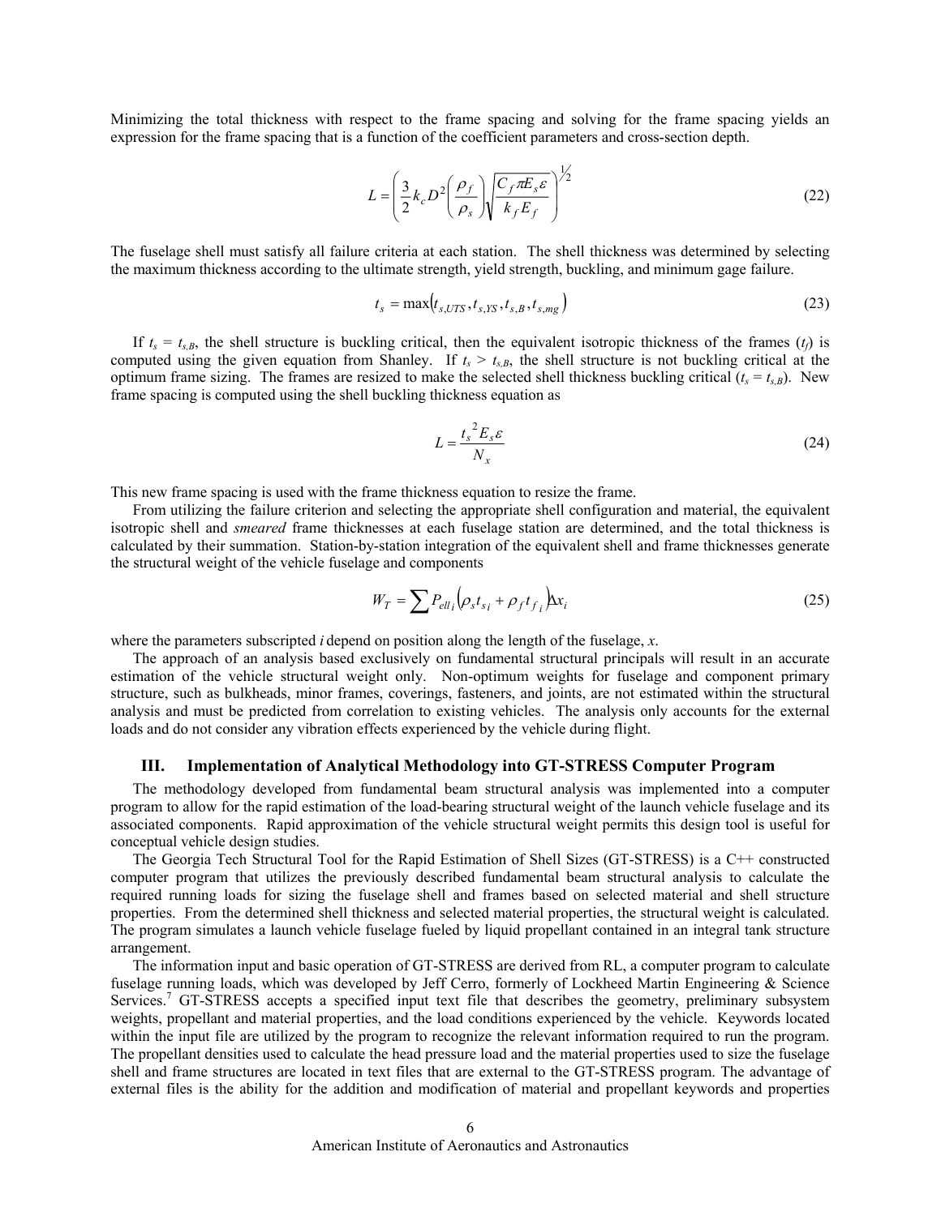Minimizing the total thickness with respect to the frame spacing and solving for the frame spacing yields an expression for the frame spacing that is a function of the coefficient parameters and cross-section depth.

$$L = \left( \frac{3}{2} k_c D^2 \left( \frac{\rho_f}{\rho_s} \right) \sqrt{\frac{C_f \pi E_s \varepsilon}{k_f E_f}} \right)^{1/2} \tag{22}$$

The fuselage shell must satisfy all failure criteria at each station. The shell thickness was determined by selecting the maximum thickness according to the ultimate strength, yield strength, buckling, and minimum gage failure.

$$t_s = \max\left( t_{s,UTS}, t_{s,YS}, t_{s,B}, t_{s,mg} \right) \tag{23}$$

If $t_s = t_{s,B}$, the shell structure is buckling critical, then the equivalent isotropic thickness of the frames ($t_f$) is computed using the given equation from Shanley. If $t_s > t_{s,B}$, the shell structure is not buckling critical at the optimum frame sizing. The frames are resized to make the selected shell thickness buckling critical ($t_s = t_{s,B}$). New frame spacing is computed using the shell buckling thickness equation as

$$L = \frac{t_s^{\,2} E_s \varepsilon}{N_x} \tag{24}$$

This new frame spacing is used with the frame thickness equation to resize the frame.

From utilizing the failure criterion and selecting the appropriate shell configuration and material, the equivalent isotropic shell and *smeared* frame thicknesses at each fuselage station are determined, and the total thickness is calculated by their summation. Station-by-station integration of the equivalent shell and frame thicknesses generate the structural weight of the vehicle fuselage and components

$$W_T = \sum P_{ell\,i} \left( \rho_s t_{s\,i} + \rho_f t_{f\,i} \right) \Delta x_i \tag{25}$$

where the parameters subscripted *i* depend on position along the length of the fuselage, *x*.

The approach of an analysis based exclusively on fundamental structural principals will result in an accurate estimation of the vehicle structural weight only. Non-optimum weights for fuselage and component primary structure, such as bulkheads, minor frames, coverings, fasteners, and joints, are not estimated within the structural analysis and must be predicted from correlation to existing vehicles. The analysis only accounts for the external loads and do not consider any vibration effects experienced by the vehicle during flight.

## III. Implementation of Analytical Methodology into GT-STRESS Computer Program

The methodology developed from fundamental beam structural analysis was implemented into a computer program to allow for the rapid estimation of the load-bearing structural weight of the launch vehicle fuselage and its associated components. Rapid approximation of the vehicle structural weight permits this design tool is useful for conceptual vehicle design studies.

The Georgia Tech Structural Tool for the Rapid Estimation of Shell Sizes (GT-STRESS) is a C++ constructed computer program that utilizes the previously described fundamental beam structural analysis to calculate the required running loads for sizing the fuselage shell and frames based on selected material and shell structure properties. From the determined shell thickness and selected material properties, the structural weight is calculated. The program simulates a launch vehicle fuselage fueled by liquid propellant contained in an integral tank structure arrangement.

The information input and basic operation of GT-STRESS are derived from RL, a computer program to calculate fuselage running loads, which was developed by Jeff Cerro, formerly of Lockheed Martin Engineering & Science Services.[7] GT-STRESS accepts a specified input text file that describes the geometry, preliminary subsystem weights, propellant and material properties, and the load conditions experienced by the vehicle. Keywords located within the input file are utilized by the program to recognize the relevant information required to run the program. The propellant densities used to calculate the head pressure load and the material properties used to size the fuselage shell and frame structures are located in text files that are external to the GT-STRESS program. The advantage of external files is the ability for the addition and modification of material and propellant keywords and properties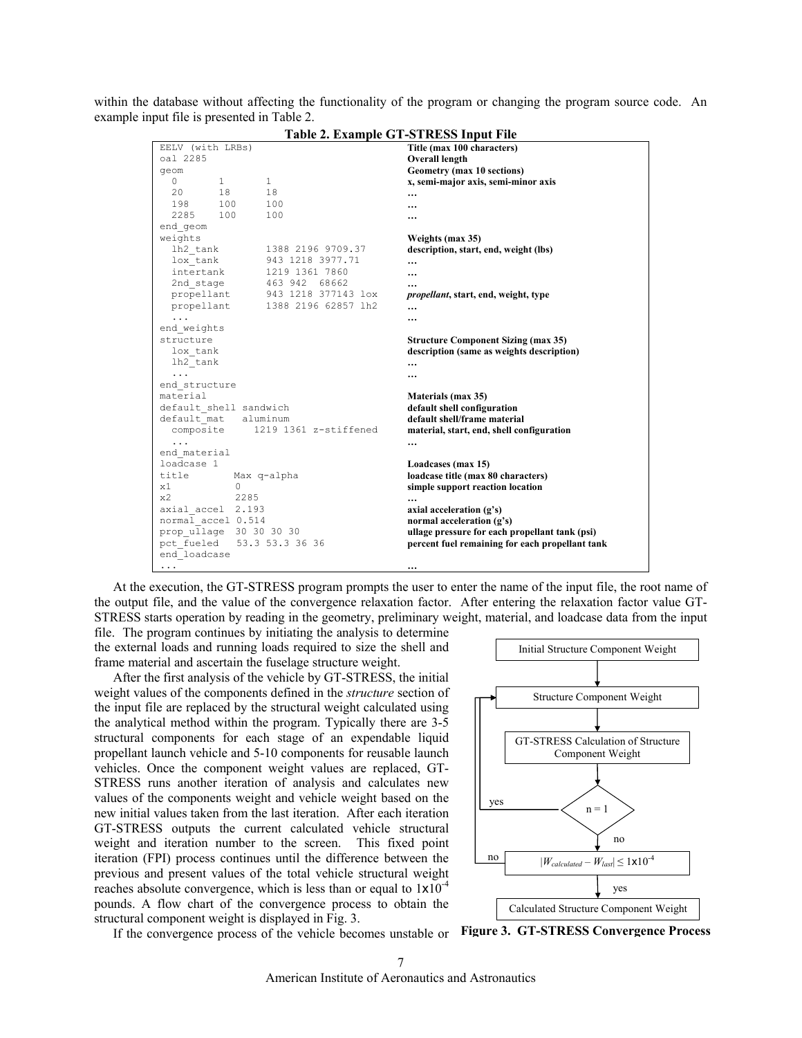within the database without affecting the functionality of the program or changing the program source code. An example input file is presented in Table 2.

**Table 2. Example GT-STRESS Input File**

| | |
|---|---|
| `EELV (with LRBs)` | **Title (max 100 characters)** |
| `oal 2285` | **Overall length** |
| `geom` | **Geometry (max 10 sections)** |
| `0 1 1` | **x, semi-major axis, semi-minor axis** |
| `20 18 18` | **…** |
| `198 100 100` | **…** |
| `2285 100 100` | **…** |
| `end_geom` | |
| `weights` | **Weights (max 35)** |
| `lh2_tank 1388 2196 9709.37` | **description, start, end, weight (lbs)** |
| `lox_tank 943 1218 3977.71` | **…** |
| `intertank 1219 1361 7860` | **…** |
| `2nd_stage 463 942 68662` | **…** |
| `propellant 943 1218 377143 lox` | ***propellant*, start, end, weight, type** |
| `propellant 1388 2196 62857 lh2` | **…** |
| `...` | **…** |
| `end_weights` | |
| `structure` | **Structure Component Sizing (max 35)** |
| `lox_tank` | **description (same as weights description)** |
| `lh2_tank` | **…** |
| `...` | **…** |
| `end_structure` | |
| `material` | **Materials (max 35)** |
| `default_shell sandwich` | **default shell configuration** |
| `default_mat aluminum` | **default shell/frame material** |
| `composite 1219 1361 z-stiffened` | **material, start, end, shell configuration** |
| `...` | **…** |
| `end_material` | |
| `loadcase 1` | **Loadcases (max 15)** |
| `title Max q-alpha` | **loadcase title (max 80 characters)** |
| `x1 0` | **simple support reaction location** |
| `x2 2285` | **…** |
| `axial_accel 2.193` | **axial acceleration (g's)** |
| `normal_accel 0.514` | **normal acceleration (g's)** |
| `prop_ullage 30 30 30 30` | **ullage pressure for each propellant tank (psi)** |
| `pct_fueled 53.3 53.3 36 36` | **percent fuel remaining for each propellant tank** |
| `end_loadcase` | |
| `...` | **…** |

At the execution, the GT-STRESS program prompts the user to enter the name of the input file, the root name of the output file, and the value of the convergence relaxation factor. After entering the relaxation factor value GT-STRESS starts operation by reading in the geometry, preliminary weight, material, and loadcase data from the input file. The program continues by initiating the analysis to determine the external loads and running loads required to size the shell and frame material and ascertain the fuselage structure weight.

After the first analysis of the vehicle by GT-STRESS, the initial weight values of the components defined in the *structure* section of the input file are replaced by the structural weight calculated using the analytical method within the program. Typically there are 3-5 structural components for each stage of an expendable liquid propellant launch vehicle and 5-10 components for reusable launch vehicles. Once the component weight values are replaced, GT-STRESS runs another iteration of analysis and calculates new values of the components weight and vehicle weight based on the new initial values taken from the last iteration. After each iteration GT-STRESS outputs the current calculated vehicle structural weight and iteration number to the screen. This fixed point iteration (FPI) process continues until the difference between the previous and present values of the total vehicle structural weight reaches absolute convergence, which is less than or equal to $1\times10^{-4}$ pounds. A flow chart of the convergence process to obtain the structural component weight is displayed in Fig. 3.

Initial Structure Component Weight → Structure Component Weight → GT-STRESS Calculation of Structure Component Weight → $n = 1$ (yes: return to Structure Component Weight; no: continue) → $|W_{calculated} - W_{last}| \leq 1\times10^{-4}$ (no: return to Structure Component Weight; yes: continue) → Calculated Structure Component Weight

**Figure 3. GT-STRESS Convergence Process**

If the convergence process of the vehicle becomes unstable or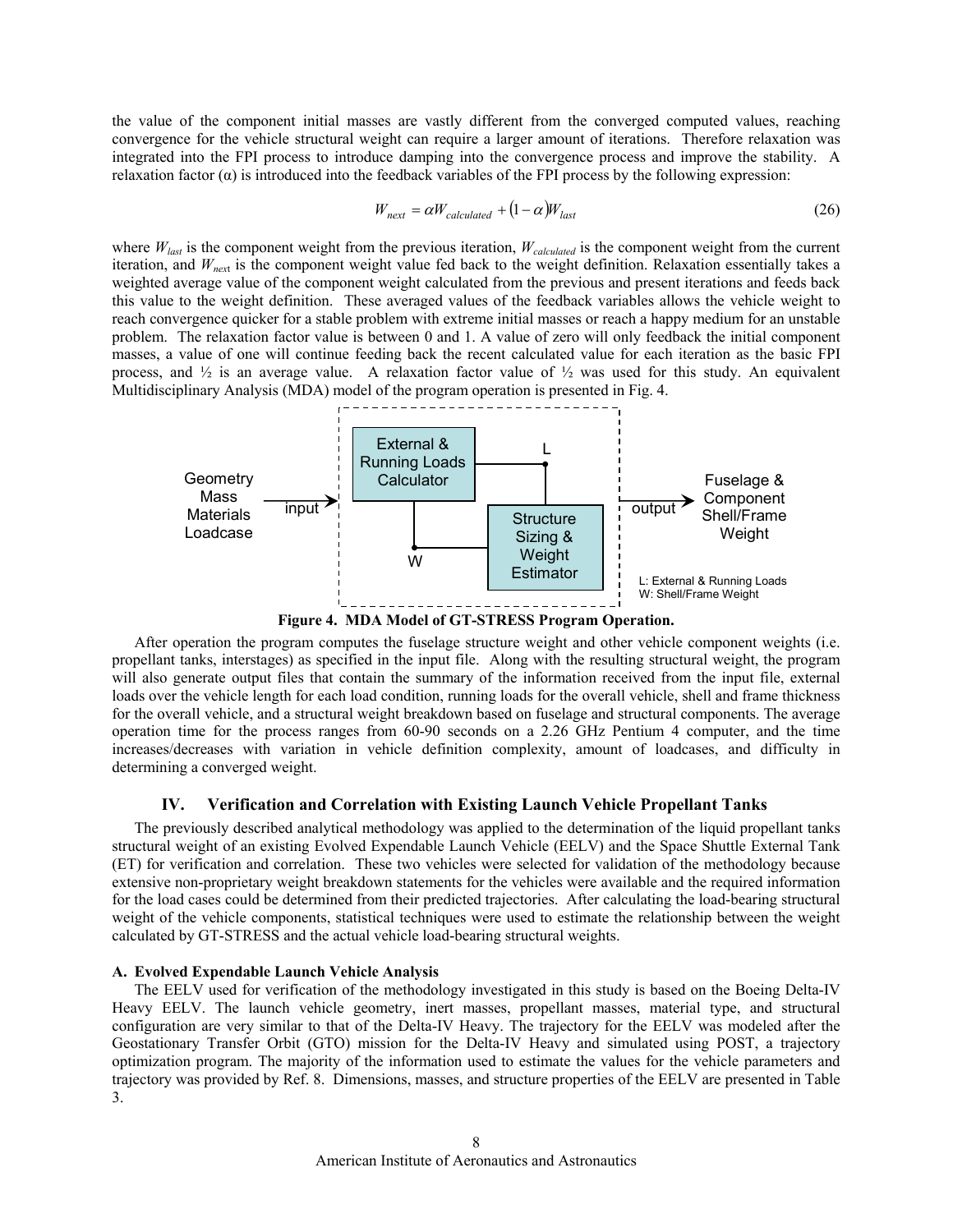the value of the component initial masses are vastly different from the converged computed values, reaching convergence for the vehicle structural weight can require a larger amount of iterations. Therefore relaxation was integrated into the FPI process to introduce damping into the convergence process and improve the stability. A relaxation factor (α) is introduced into the feedback variables of the FPI process by the following expression:

$$W_{next} = \alpha W_{calculated} + (1 - \alpha) W_{last} \tag{26}$$

where $W_{last}$ is the component weight from the previous iteration, $W_{calculated}$ is the component weight from the current iteration, and $W_{next}$ is the component weight value fed back to the weight definition. Relaxation essentially takes a weighted average value of the component weight calculated from the previous and present iterations and feeds back this value to the weight definition. These averaged values of the feedback variables allows the vehicle weight to reach convergence quicker for a stable problem with extreme initial masses or reach a happy medium for an unstable problem. The relaxation factor value is between 0 and 1. A value of zero will only feedback the initial component masses, a value of one will continue feeding back the recent calculated value for each iteration as the basic FPI process, and ½ is an average value. A relaxation factor value of ½ was used for this study. An equivalent Multidisciplinary Analysis (MDA) model of the program operation is presented in Fig. 4.

Geometry
Mass
Materials
Loadcase
input
External & Running Loads Calculator
L
W
Structure Sizing & Weight Estimator
output
Fuselage & Component Shell/Frame Weight
L: External & Running Loads
W: Shell/Frame Weight

**Figure 4. MDA Model of GT-STRESS Program Operation.**

After operation the program computes the fuselage structure weight and other vehicle component weights (i.e. propellant tanks, interstages) as specified in the input file. Along with the resulting structural weight, the program will also generate output files that contain the summary of the information received from the input file, external loads over the vehicle length for each load condition, running loads for the overall vehicle, shell and frame thickness for the overall vehicle, and a structural weight breakdown based on fuselage and structural components. The average operation time for the process ranges from 60-90 seconds on a 2.26 GHz Pentium 4 computer, and the time increases/decreases with variation in vehicle definition complexity, amount of loadcases, and difficulty in determining a converged weight.

## IV. Verification and Correlation with Existing Launch Vehicle Propellant Tanks

The previously described analytical methodology was applied to the determination of the liquid propellant tanks structural weight of an existing Evolved Expendable Launch Vehicle (EELV) and the Space Shuttle External Tank (ET) for verification and correlation. These two vehicles were selected for validation of the methodology because extensive non-proprietary weight breakdown statements for the vehicles were available and the required information for the load cases could be determined from their predicted trajectories. After calculating the load-bearing structural weight of the vehicle components, statistical techniques were used to estimate the relationship between the weight calculated by GT-STRESS and the actual vehicle load-bearing structural weights.

### A. Evolved Expendable Launch Vehicle Analysis

The EELV used for verification of the methodology investigated in this study is based on the Boeing Delta-IV Heavy EELV. The launch vehicle geometry, inert masses, propellant masses, material type, and structural configuration are very similar to that of the Delta-IV Heavy. The trajectory for the EELV was modeled after the Geostationary Transfer Orbit (GTO) mission for the Delta-IV Heavy and simulated using POST, a trajectory optimization program. The majority of the information used to estimate the values for the vehicle parameters and trajectory was provided by Ref. 8. Dimensions, masses, and structure properties of the EELV are presented in Table 3.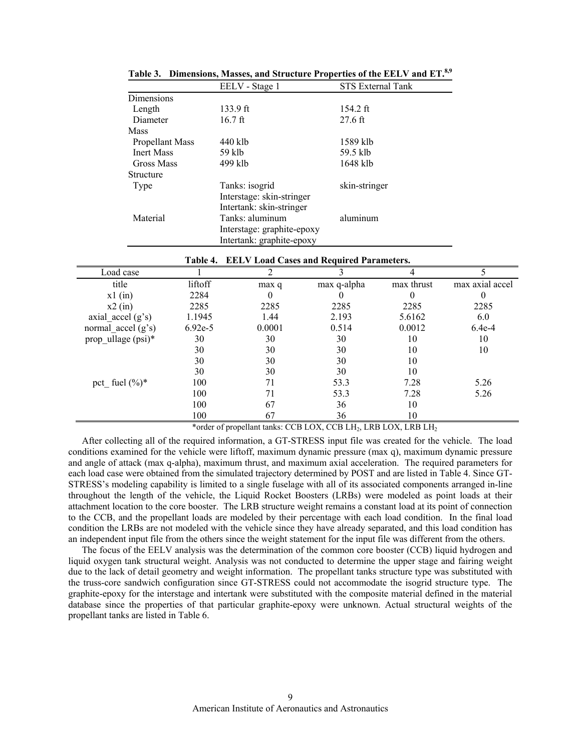**Table 3. Dimensions, Masses, and Structure Properties of the EELV and ET.[8,9]**

| | EELV - Stage 1 | STS External Tank |
|---|---|---|
| Dimensions | | |
| Length | 133.9 ft | 154.2 ft |
| Diameter | 16.7 ft | 27.6 ft |
| Mass | | |
| Propellant Mass | 440 klb | 1589 klb |
| Inert Mass | 59 klb | 59.5 klb |
| Gross Mass | 499 klb | 1648 klb |
| Structure | | |
| Type | Tanks: isogrid | skin-stringer |
| | Interstage: skin-stringer | |
| | Intertank: skin-stringer | |
| Material | Tanks: aluminum | aluminum |
| | Interstage: graphite-epoxy | |
| | Intertank: graphite-epoxy | |

**Table 4. EELV Load Cases and Required Parameters.**

| Load case | 1 | 2 | 3 | 4 | 5 |
|---|---|---|---|---|---|
| title | liftoff | max q | max q-alpha | max thrust | max axial accel |
| x1 (in) | 2284 | 0 | 0 | 0 | 0 |
| x2 (in) | 2285 | 2285 | 2285 | 2285 | 2285 |
| axial_accel (g's) | 1.1945 | 1.44 | 2.193 | 5.6162 | 6.0 |
| normal_accel (g's) | 6.92e-5 | 0.0001 | 0.514 | 0.0012 | 6.4e-4 |
| prop_ullage (psi)* | 30 | 30 | 30 | 10 | 10 |
| | 30 | 30 | 30 | 10 | 10 |
| | 30 | 30 | 30 | 10 | |
| | 30 | 30 | 30 | 10 | |
| pct_ fuel (%)* | 100 | 71 | 53.3 | 7.28 | 5.26 |
| | 100 | 71 | 53.3 | 7.28 | 5.26 |
| | 100 | 67 | 36 | 10 | |
| | 100 | 67 | 36 | 10 | |

*order of propellant tanks: CCB LOX, CCB $LH_2$, LRB LOX, LRB $LH_2$

After collecting all of the required information, a GT-STRESS input file was created for the vehicle. The load conditions examined for the vehicle were liftoff, maximum dynamic pressure (max q), maximum dynamic pressure and angle of attack (max q-alpha), maximum thrust, and maximum axial acceleration. The required parameters for each load case were obtained from the simulated trajectory determined by POST and are listed in Table 4. Since GT-STRESS's modeling capability is limited to a single fuselage with all of its associated components arranged in-line throughout the length of the vehicle, the Liquid Rocket Boosters (LRBs) were modeled as point loads at their attachment location to the core booster. The LRB structure weight remains a constant load at its point of connection to the CCB, and the propellant loads are modeled by their percentage with each load condition. In the final load condition the LRBs are not modeled with the vehicle since they have already separated, and this load condition has an independent input file from the others since the weight statement for the input file was different from the others.

The focus of the EELV analysis was the determination of the common core booster (CCB) liquid hydrogen and liquid oxygen tank structural weight. Analysis was not conducted to determine the upper stage and fairing weight due to the lack of detail geometry and weight information. The propellant tanks structure type was substituted with the truss-core sandwich configuration since GT-STRESS could not accommodate the isogrid structure type. The graphite-epoxy for the interstage and intertank were substituted with the composite material defined in the material database since the properties of that particular graphite-epoxy were unknown. Actual structural weights of the propellant tanks are listed in Table 6.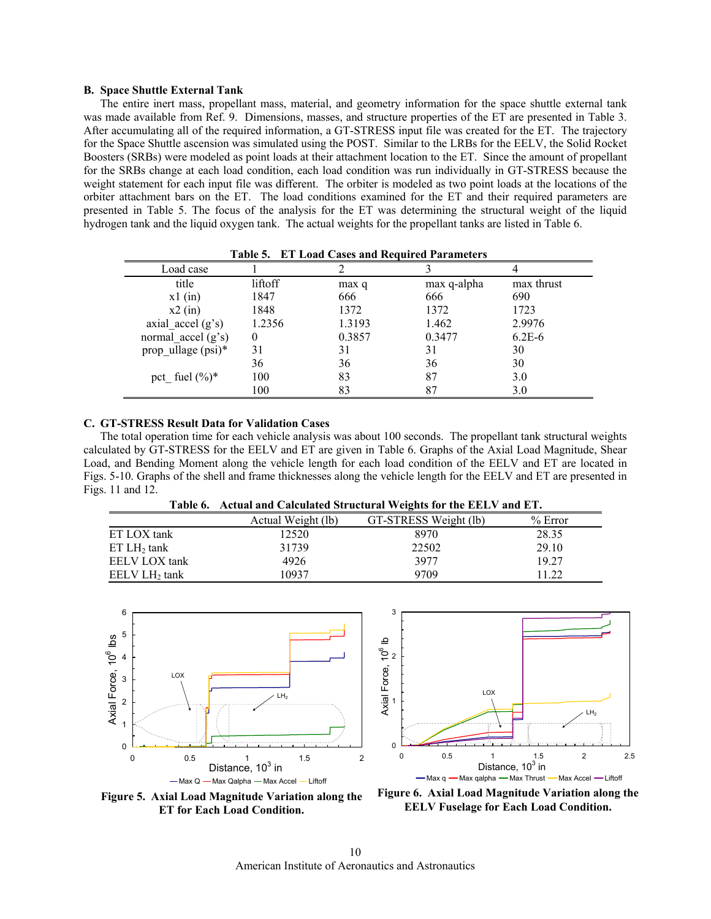## B. Space Shuttle External Tank

The entire inert mass, propellant mass, material, and geometry information for the space shuttle external tank was made available from Ref. 9. Dimensions, masses, and structure properties of the ET are presented in Table 3. After accumulating all of the required information, a GT-STRESS input file was created for the ET. The trajectory for the Space Shuttle ascension was simulated using the POST. Similar to the LRBs for the EELV, the Solid Rocket Boosters (SRBs) were modeled as point loads at their attachment location to the ET. Since the amount of propellant for the SRBs change at each load condition, each load condition was run individually in GT-STRESS because the weight statement for each input file was different. The orbiter is modeled as two point loads at the locations of the orbiter attachment bars on the ET. The load conditions examined for the ET and their required parameters are presented in Table 5. The focus of the analysis for the ET was determining the structural weight of the liquid hydrogen tank and the liquid oxygen tank. The actual weights for the propellant tanks are listed in Table 6.

**Table 5. ET Load Cases and Required Parameters**

| Load case | 1 | 2 | 3 | 4 |
|---|---|---|---|---|
| title | liftoff | max q | max q-alpha | max thrust |
| x1 (in) | 1847 | 666 | 666 | 690 |
| x2 (in) | 1848 | 1372 | 1372 | 1723 |
| axial_accel (g's) | 1.2356 | 1.3193 | 1.462 | 2.9976 |
| normal_accel (g's) | 0 | 0.3857 | 0.3477 | 6.2E-6 |
| prop_ullage (psi)* | 31 | 31 | 31 | 30 |
| | 36 | 36 | 36 | 30 |
| pct_ fuel (%)* | 100 | 83 | 87 | 3.0 |
| | 100 | 83 | 87 | 3.0 |

## C. GT-STRESS Result Data for Validation Cases

The total operation time for each vehicle analysis was about 100 seconds. The propellant tank structural weights calculated by GT-STRESS for the EELV and ET are given in Table 6. Graphs of the Axial Load Magnitude, Shear Load, and Bending Moment along the vehicle length for each load condition of the EELV and ET are located in Figs. 5-10. Graphs of the shell and frame thicknesses along the vehicle length for the EELV and ET are presented in Figs. 11 and 12.

**Table 6. Actual and Calculated Structural Weights for the EELV and ET.**

| | Actual Weight (lb) | GT-STRESS Weight (lb) | % Error |
|---|---|---|---|
| ET LOX tank | 12520 | 8970 | 28.35 |
| ET $LH_2$ tank | 31739 | 22502 | 29.10 |
| EELV LOX tank | 4926 | 3977 | 19.27 |
| EELV $LH_2$ tank | 10937 | 9709 | 11.22 |

**Figure 5. Axial Load Magnitude Variation along the ET for Each Load Condition.**

**Figure 6. Axial Load Magnitude Variation along the EELV Fuselage for Each Load Condition.**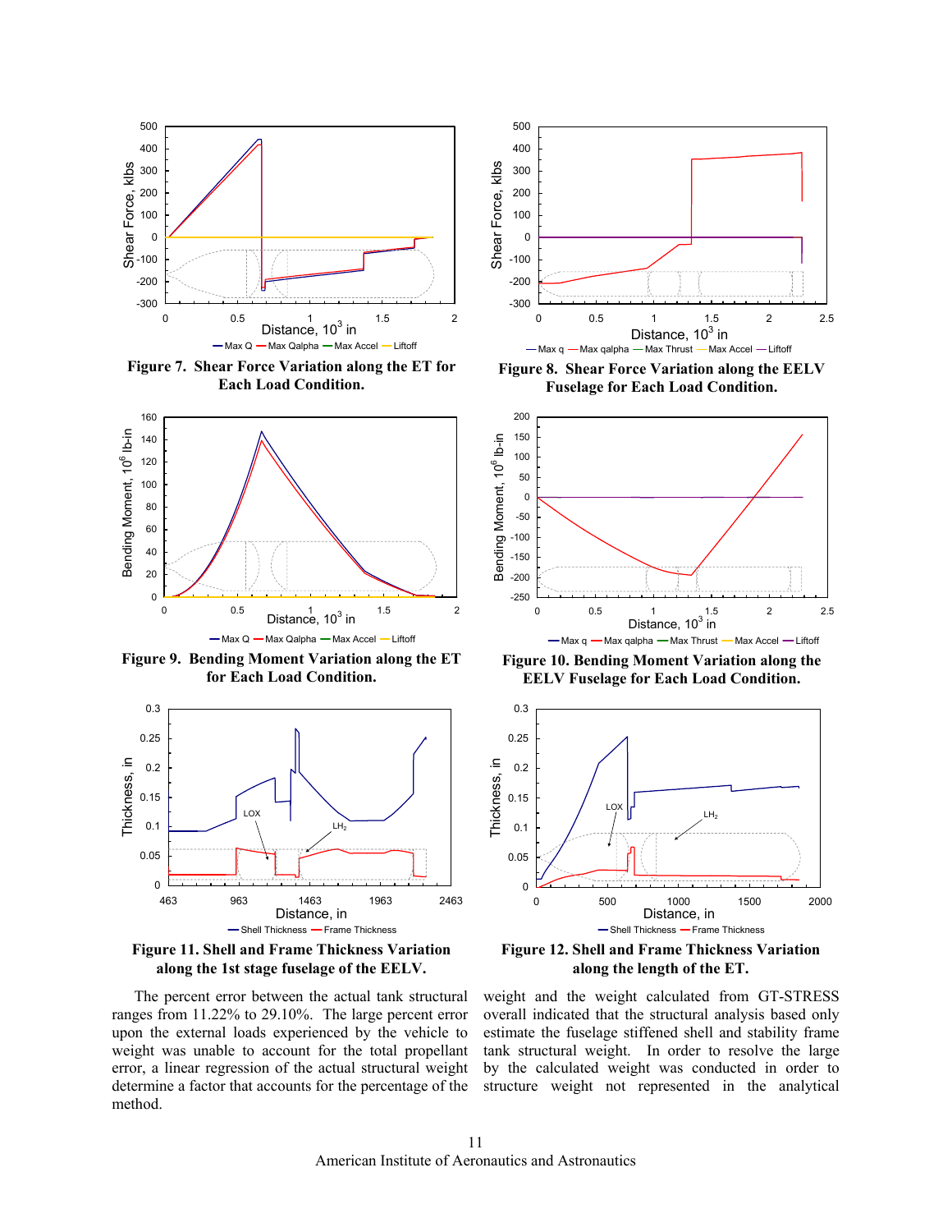**Figure 7. Shear Force Variation along the ET for Each Load Condition.**

**Figure 8. Shear Force Variation along the EELV Fuselage for Each Load Condition.**

**Figure 9. Bending Moment Variation along the ET for Each Load Condition.**

**Figure 10. Bending Moment Variation along the EELV Fuselage for Each Load Condition.**

**Figure 11. Shell and Frame Thickness Variation along the 1st stage fuselage of the EELV.**

**Figure 12. Shell and Frame Thickness Variation along the length of the ET.**

The percent error between the actual tank structural weight and the weight calculated from GT-STRESS ranges from 11.22% to 29.10%. The large percent error overall indicated that the structural analysis based only upon the external loads experienced by the vehicle to estimate the fuselage stiffened shell and stability frame weight was unable to account for the total propellant tank structural weight. In order to resolve the large error, a linear regression of the actual structural weight by the calculated weight was conducted in order to determine a factor that accounts for the percentage of the structure weight not represented in the analytical method.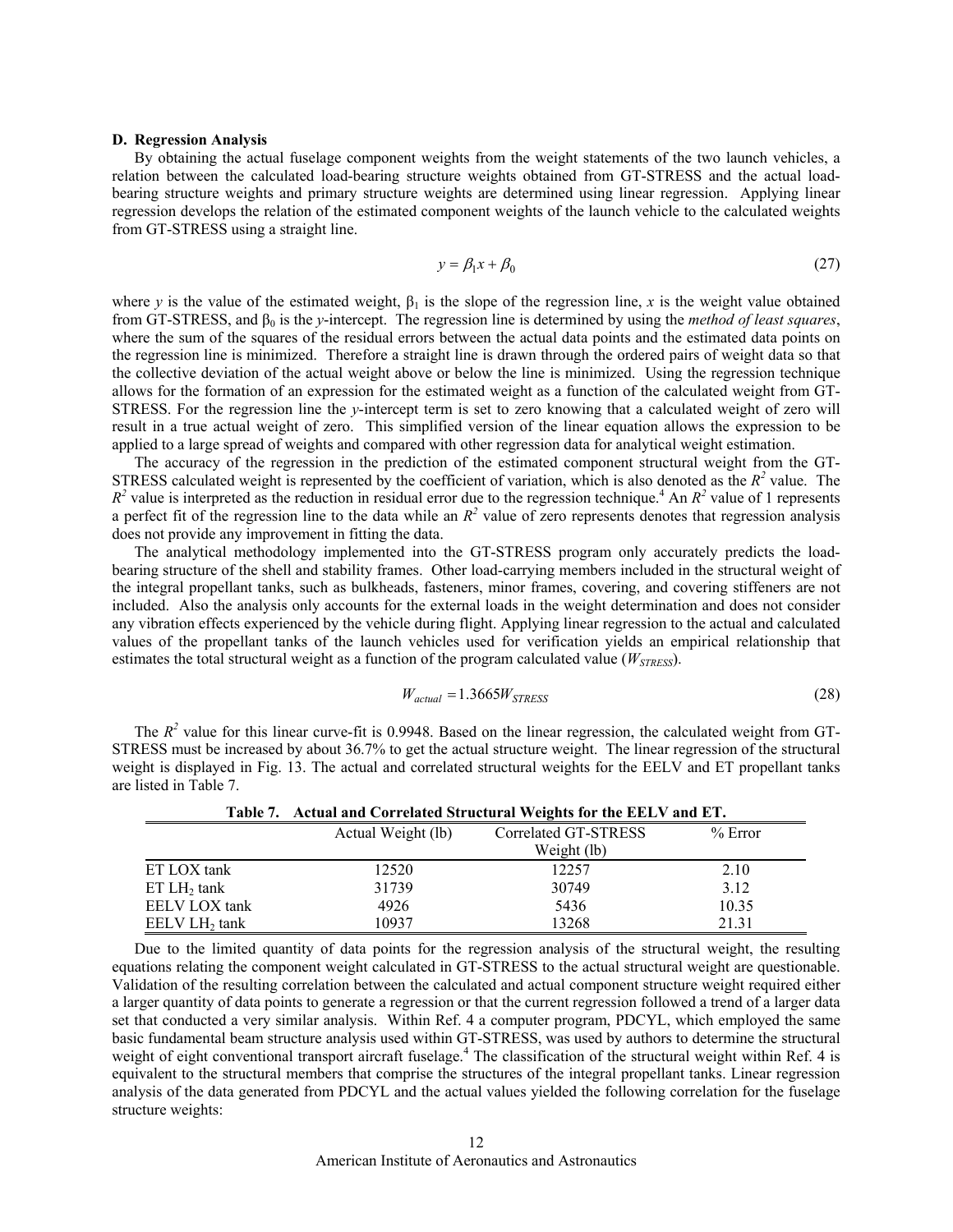### D. Regression Analysis

By obtaining the actual fuselage component weights from the weight statements of the two launch vehicles, a relation between the calculated load-bearing structure weights obtained from GT-STRESS and the actual load-bearing structure weights and primary structure weights are determined using linear regression. Applying linear regression develops the relation of the estimated component weights of the launch vehicle to the calculated weights from GT-STRESS using a straight line.

$$y = \beta_1 x + \beta_0 \tag{27}$$

where $y$ is the value of the estimated weight, $\beta_1$ is the slope of the regression line, $x$ is the weight value obtained from GT-STRESS, and $\beta_0$ is the $y$-intercept. The regression line is determined by using the *method of least squares*, where the sum of the squares of the residual errors between the actual data points and the estimated data points on the regression line is minimized. Therefore a straight line is drawn through the ordered pairs of weight data so that the collective deviation of the actual weight above or below the line is minimized. Using the regression technique allows for the formation of an expression for the estimated weight as a function of the calculated weight from GT-STRESS. For the regression line the $y$-intercept term is set to zero knowing that a calculated weight of zero will result in a true actual weight of zero. This simplified version of the linear equation allows the expression to be applied to a large spread of weights and compared with other regression data for analytical weight estimation.

The accuracy of the regression in the prediction of the estimated component structural weight from the GT-STRESS calculated weight is represented by the coefficient of variation, which is also denoted as the $R^2$ value. The $R^2$ value is interpreted as the reduction in residual error due to the regression technique.[4] An $R^2$ value of 1 represents a perfect fit of the regression line to the data while an $R^2$ value of zero represents denotes that regression analysis does not provide any improvement in fitting the data.

The analytical methodology implemented into the GT-STRESS program only accurately predicts the load-bearing structure of the shell and stability frames. Other load-carrying members included in the structural weight of the integral propellant tanks, such as bulkheads, fasteners, minor frames, covering, and covering stiffeners are not included. Also the analysis only accounts for the external loads in the weight determination and does not consider any vibration effects experienced by the vehicle during flight. Applying linear regression to the actual and calculated values of the propellant tanks of the launch vehicles used for verification yields an empirical relationship that estimates the total structural weight as a function of the program calculated value ($W_{STRESS}$).

$$W_{actual} = 1.3665 W_{STRESS} \tag{28}$$

The $R^2$ value for this linear curve-fit is 0.9948. Based on the linear regression, the calculated weight from GT-STRESS must be increased by about 36.7% to get the actual structure weight. The linear regression of the structural weight is displayed in Fig. 13. The actual and correlated structural weights for the EELV and ET propellant tanks are listed in Table 7.

**Table 7. Actual and Correlated Structural Weights for the EELV and ET.**

| | Actual Weight (lb) | Correlated GT-STRESS Weight (lb) | % Error |
|---|---|---|---|
| ET LOX tank | 12520 | 12257 | 2.10 |
| ET $LH_2$ tank | 31739 | 30749 | 3.12 |
| EELV LOX tank | 4926 | 5436 | 10.35 |
| EELV $LH_2$ tank | 10937 | 13268 | 21.31 |

Due to the limited quantity of data points for the regression analysis of the structural weight, the resulting equations relating the component weight calculated in GT-STRESS to the actual structural weight are questionable. Validation of the resulting correlation between the calculated and actual component structure weight required either a larger quantity of data points to generate a regression or that the current regression followed a trend of a larger data set that conducted a very similar analysis. Within Ref. 4 a computer program, PDCYL, which employed the same basic fundamental beam structure analysis used within GT-STRESS, was used by authors to determine the structural weight of eight conventional transport aircraft fuselage.[4] The classification of the structural weight within Ref. 4 is equivalent to the structural members that comprise the structures of the integral propellant tanks. Linear regression analysis of the data generated from PDCYL and the actual values yielded the following correlation for the fuselage structure weights: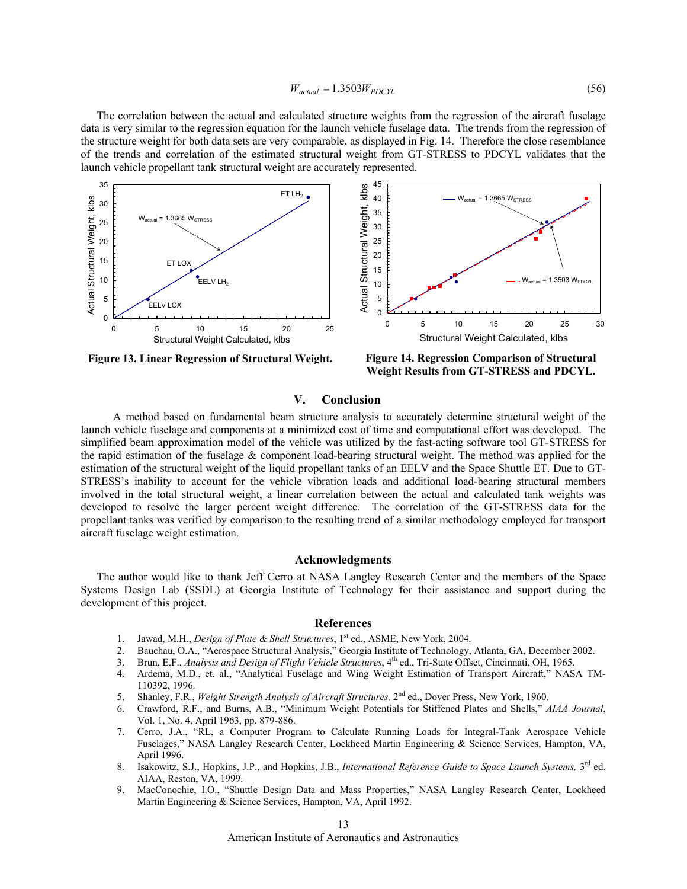$$W_{actual} = 1.3503 W_{PDCYL} \tag{56}$$

The correlation between the actual and calculated structure weights from the regression of the aircraft fuselage data is very similar to the regression equation for the launch vehicle fuselage data. The trends from the regression of the structure weight for both data sets are very comparable, as displayed in Fig. 14. Therefore the close resemblance of the trends and correlation of the estimated structural weight from GT-STRESS to PDCYL validates that the launch vehicle propellant tank structural weight are accurately represented.

Actual Structural Weight, klbs
Structural Weight Calculated, klbs
0
5
10
15
20
25
30
35
0
5
10
15
20
25
$W_{actual} = 1.3665\ W_{STRESS}$
ET $LH_2$
ET LOX
EELV $LH_2$
EELV LOX

**Figure 13. Linear Regression of Structural Weight.**

Actual Structural Weight, klbs
Structural Weight Calculated, klbs
0
5
10
15
20
25
30
35
40
45
0
5
10
15
20
25
30
$W_{actual} = 1.3665\ W_{STRESS}$
$W_{actual} = 1.3503\ W_{PDCYL}$

**Figure 14. Regression Comparison of Structural Weight Results from GT-STRESS and PDCYL.**

## V. Conclusion

A method based on fundamental beam structure analysis to accurately determine structural weight of the launch vehicle fuselage and components at a minimized cost of time and computational effort was developed. The simplified beam approximation model of the vehicle was utilized by the fast-acting software tool GT-STRESS for the rapid estimation of the fuselage & component load-bearing structural weight. The method was applied for the estimation of the structural weight of the liquid propellant tanks of an EELV and the Space Shuttle ET. Due to GT-STRESS's inability to account for the vehicle vibration loads and additional load-bearing structural members involved in the total structural weight, a linear correlation between the actual and calculated tank weights was developed to resolve the larger percent weight difference. The correlation of the GT-STRESS data for the propellant tanks was verified by comparison to the resulting trend of a similar methodology employed for transport aircraft fuselage weight estimation.

## Acknowledgments

The author would like to thank Jeff Cerro at NASA Langley Research Center and the members of the Space Systems Design Lab (SSDL) at Georgia Institute of Technology for their assistance and support during the development of this project.

## References

1. Jawad, M.H., *Design of Plate & Shell Structures*, 1st ed., ASME, New York, 2004.
2. Bauchau, O.A., "Aerospace Structural Analysis," Georgia Institute of Technology, Atlanta, GA, December 2002.
3. Brun, E.F., *Analysis and Design of Flight Vehicle Structures*, 4th ed., Tri-State Offset, Cincinnati, OH, 1965.
4. Ardema, M.D., et. al., "Analytical Fuselage and Wing Weight Estimation of Transport Aircraft," NASA TM-110392, 1996.
5. Shanley, F.R., *Weight Strength Analysis of Aircraft Structures,* 2nd ed., Dover Press, New York, 1960.
6. Crawford, R.F., and Burns, A.B., "Minimum Weight Potentials for Stiffened Plates and Shells," *AIAA Journal*, Vol. 1, No. 4, April 1963, pp. 879-886.
7. Cerro, J.A., "RL, a Computer Program to Calculate Running Loads for Integral-Tank Aerospace Vehicle Fuselages," NASA Langley Research Center, Lockheed Martin Engineering & Science Services, Hampton, VA, April 1996.
8. Isakowitz, S.J., Hopkins, J.P., and Hopkins, J.B., *International Reference Guide to Space Launch Systems,* 3rd ed. AIAA, Reston, VA, 1999.
9. MacConochie, I.O., "Shuttle Design Data and Mass Properties," NASA Langley Research Center, Lockheed Martin Engineering & Science Services, Hampton, VA, April 1992.